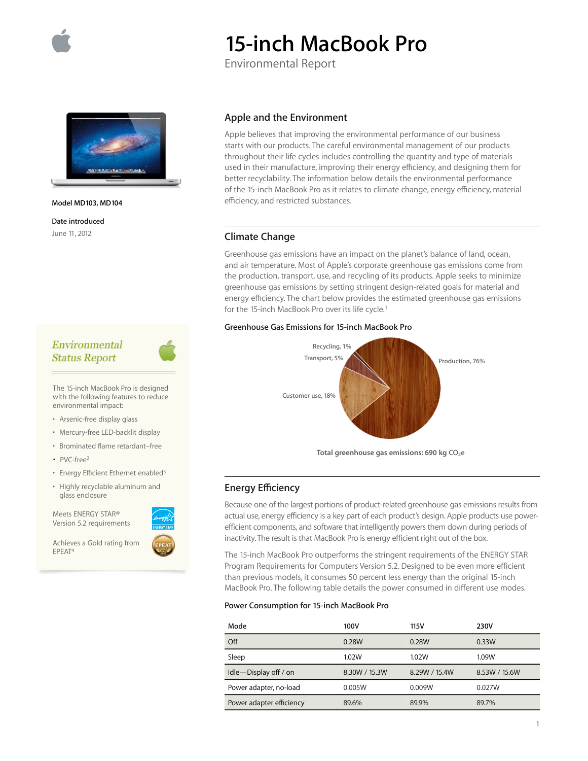# 15-inch MacBook Pro

Environmental Report

**Model MD103, MD104**

**Date introduced**

June 11, 2012

## Apple and the Environment

Apple believes that improving the environmental performance of our business starts with our products. The careful environmental management of our products throughout their life cycles includes controlling the quantity and type of materials used in their manufacture, improving their energy efficiency, and designing them for better recyclability. The information below details the environmental performance of the 15-inch MacBook Pro as it relates to climate change, energy efficiency, material efficiency, and restricted substances.

## Environmental Status Report

The 15-inch MacBook Pro is designed with the following features to reduce environmental impact:

- Arsenic-free display glass
- Mercury-free LED-backlit display
- Brominated flame retardant–free
- PVC-free[2]
- Energy Efficient Ethernet enabled[3]
- Highly recyclable aluminum and glass enclosure

Meets ENERGY STAR® Version 5.2 requirements

Achieves a Gold rating from EPEAT[4]

## Climate Change

Greenhouse gas emissions have an impact on the planet's balance of land, ocean, and air temperature. Most of Apple's corporate greenhouse gas emissions come from the production, transport, use, and recycling of its products. Apple seeks to minimize greenhouse gas emissions by setting stringent design-related goals for material and energy efficiency. The chart below provides the estimated greenhouse gas emissions for the 15-inch MacBook Pro over its life cycle.[1]

**Greenhouse Gas Emissions for 15-inch MacBook Pro**

- Production, 76%
- Customer use, 18%
- Transport, 5%
- Recycling, 1%

**Total greenhouse gas emissions: 690 kg $CO_2e$**

## Energy Efficiency

Because one of the largest portions of product-related greenhouse gas emissions results from actual use, energy efficiency is a key part of each product's design. Apple products use power-efficient components, and software that intelligently powers them down during periods of inactivity. The result is that MacBook Pro is energy efficient right out of the box.

The 15-inch MacBook Pro outperforms the stringent requirements of the ENERGY STAR Program Requirements for Computers Version 5.2. Designed to be even more efficient than previous models, it consumes 50 percent less energy than the original 15-inch MacBook Pro. The following table details the power consumed in different use modes.

**Power Consumption for 15-inch MacBook Pro**

| Mode | 100V | 115V | 230V |
|---|---|---|---|
| Off | 0.28W | 0.28W | 0.33W |
| Sleep | 1.02W | 1.02W | 1.09W |
| Idle—Display off / on | 8.30W / 15.3W | 8.29W / 15.4W | 8.53W / 15.6W |
| Power adapter, no-load | 0.005W | 0.009W | 0.027W |
| Power adapter efficiency | 89.6% | 89.9% | 89.7% |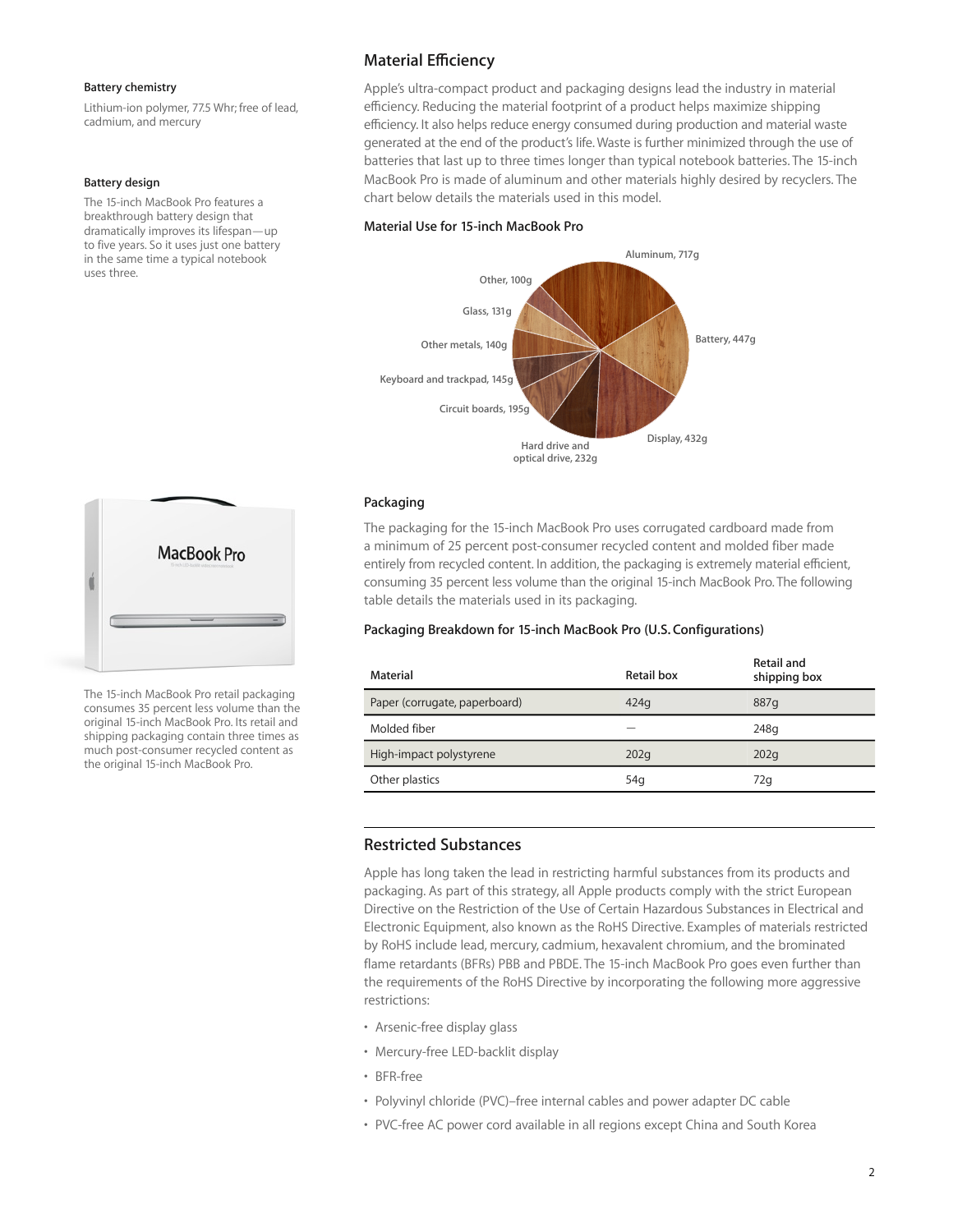**Battery chemistry**

Lithium-ion polymer, 77.5 Whr; free of lead, cadmium, and mercury

**Battery design**

The 15-inch MacBook Pro features a breakthrough battery design that dramatically improves its lifespan—up to five years. So it uses just one battery in the same time a typical notebook uses three.

## Material Efficiency

Apple's ultra-compact product and packaging designs lead the industry in material efficiency. Reducing the material footprint of a product helps maximize shipping efficiency. It also helps reduce energy consumed during production and material waste generated at the end of the product's life. Waste is further minimized through the use of batteries that last up to three times longer than typical notebook batteries. The 15-inch MacBook Pro is made of aluminum and other materials highly desired by recyclers. The chart below details the materials used in this model.

### Material Use for 15-inch MacBook Pro

- Aluminum, 717g
- Battery, 447g
- Display, 432g
- Hard drive and optical drive, 232g
- Circuit boards, 195g
- Keyboard and trackpad, 145g
- Other metals, 140g
- Glass, 131g
- Other, 100g

### Packaging

The packaging for the 15-inch MacBook Pro uses corrugated cardboard made from a minimum of 25 percent post-consumer recycled content and molded fiber made entirely from recycled content. In addition, the packaging is extremely material efficient, consuming 35 percent less volume than the original 15-inch MacBook Pro. The following table details the materials used in its packaging.

The 15-inch MacBook Pro retail packaging consumes 35 percent less volume than the original 15-inch MacBook Pro. Its retail and shipping packaging contain three times as much post-consumer recycled content as the original 15-inch MacBook Pro.

### Packaging Breakdown for 15-inch MacBook Pro (U.S. Configurations)

| Material | Retail box | Retail and shipping box |
|---|---|---|
| Paper (corrugate, paperboard) | 424g | 887g |
| Molded fiber | — | 248g |
| High-impact polystyrene | 202g | 202g |
| Other plastics | 54g | 72g |

## Restricted Substances

Apple has long taken the lead in restricting harmful substances from its products and packaging. As part of this strategy, all Apple products comply with the strict European Directive on the Restriction of the Use of Certain Hazardous Substances in Electrical and Electronic Equipment, also known as the RoHS Directive. Examples of materials restricted by RoHS include lead, mercury, cadmium, hexavalent chromium, and the brominated flame retardants (BFRs) PBB and PBDE. The 15-inch MacBook Pro goes even further than the requirements of the RoHS Directive by incorporating the following more aggressive restrictions:

- Arsenic-free display glass
- Mercury-free LED-backlit display
- BFR-free
- Polyvinyl chloride (PVC)–free internal cables and power adapter DC cable
- PVC-free AC power cord available in all regions except China and South Korea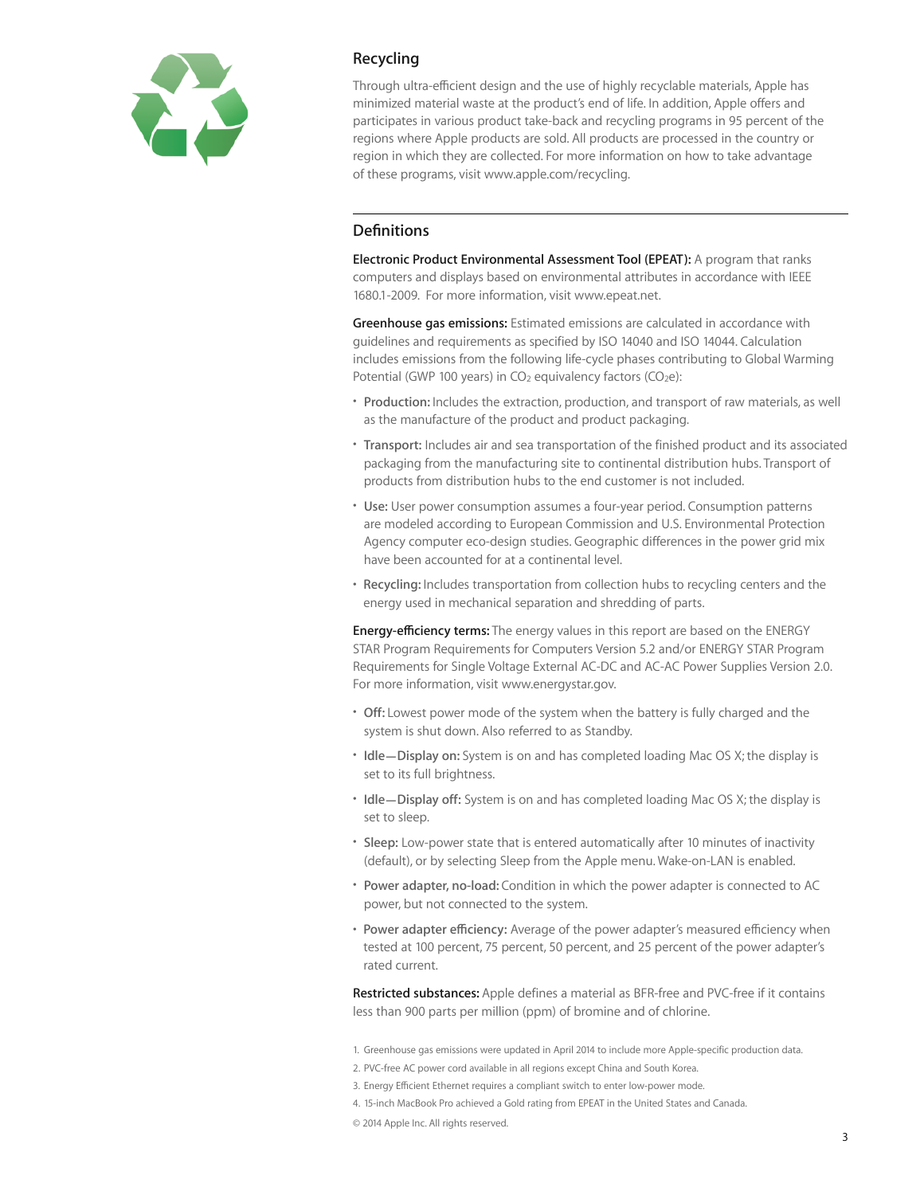## Recycling

Through ultra-efficient design and the use of highly recyclable materials, Apple has minimized material waste at the product's end of life. In addition, Apple offers and participates in various product take-back and recycling programs in 95 percent of the regions where Apple products are sold. All products are processed in the country or region in which they are collected. For more information on how to take advantage of these programs, visit www.apple.com/recycling.

## Definitions

**Electronic Product Environmental Assessment Tool (EPEAT):** A program that ranks computers and displays based on environmental attributes in accordance with IEEE 1680.1-2009. For more information, visit www.epeat.net.

**Greenhouse gas emissions:** Estimated emissions are calculated in accordance with guidelines and requirements as specified by ISO 14040 and ISO 14044. Calculation includes emissions from the following life-cycle phases contributing to Global Warming Potential (GWP 100 years) in $CO_2$ equivalency factors ($CO_2e$):

- **Production:** Includes the extraction, production, and transport of raw materials, as well as the manufacture of the product and product packaging.
- **Transport:** Includes air and sea transportation of the finished product and its associated packaging from the manufacturing site to continental distribution hubs. Transport of products from distribution hubs to the end customer is not included.
- **Use:** User power consumption assumes a four-year period. Consumption patterns are modeled according to European Commission and U.S. Environmental Protection Agency computer eco-design studies. Geographic differences in the power grid mix have been accounted for at a continental level.
- **Recycling:** Includes transportation from collection hubs to recycling centers and the energy used in mechanical separation and shredding of parts.

**Energy-efficiency terms:** The energy values in this report are based on the ENERGY STAR Program Requirements for Computers Version 5.2 and/or ENERGY STAR Program Requirements for Single Voltage External AC-DC and AC-AC Power Supplies Version 2.0. For more information, visit www.energystar.gov.

- **Off:** Lowest power mode of the system when the battery is fully charged and the system is shut down. Also referred to as Standby.
- **Idle—Display on:** System is on and has completed loading Mac OS X; the display is set to its full brightness.
- **Idle—Display off:** System is on and has completed loading Mac OS X; the display is set to sleep.
- **Sleep:** Low-power state that is entered automatically after 10 minutes of inactivity (default), or by selecting Sleep from the Apple menu. Wake-on-LAN is enabled.
- **Power adapter, no-load:** Condition in which the power adapter is connected to AC power, but not connected to the system.
- **Power adapter efficiency:** Average of the power adapter's measured efficiency when tested at 100 percent, 75 percent, 50 percent, and 25 percent of the power adapter's rated current.

**Restricted substances:** Apple defines a material as BFR-free and PVC-free if it contains less than 900 parts per million (ppm) of bromine and of chlorine.

1. Greenhouse gas emissions were updated in April 2014 to include more Apple-specific production data.
2. PVC-free AC power cord available in all regions except China and South Korea.
3. Energy Efficient Ethernet requires a compliant switch to enter low-power mode.
4. 15-inch MacBook Pro achieved a Gold rating from EPEAT in the United States and Canada.

© 2014 Apple Inc. All rights reserved.